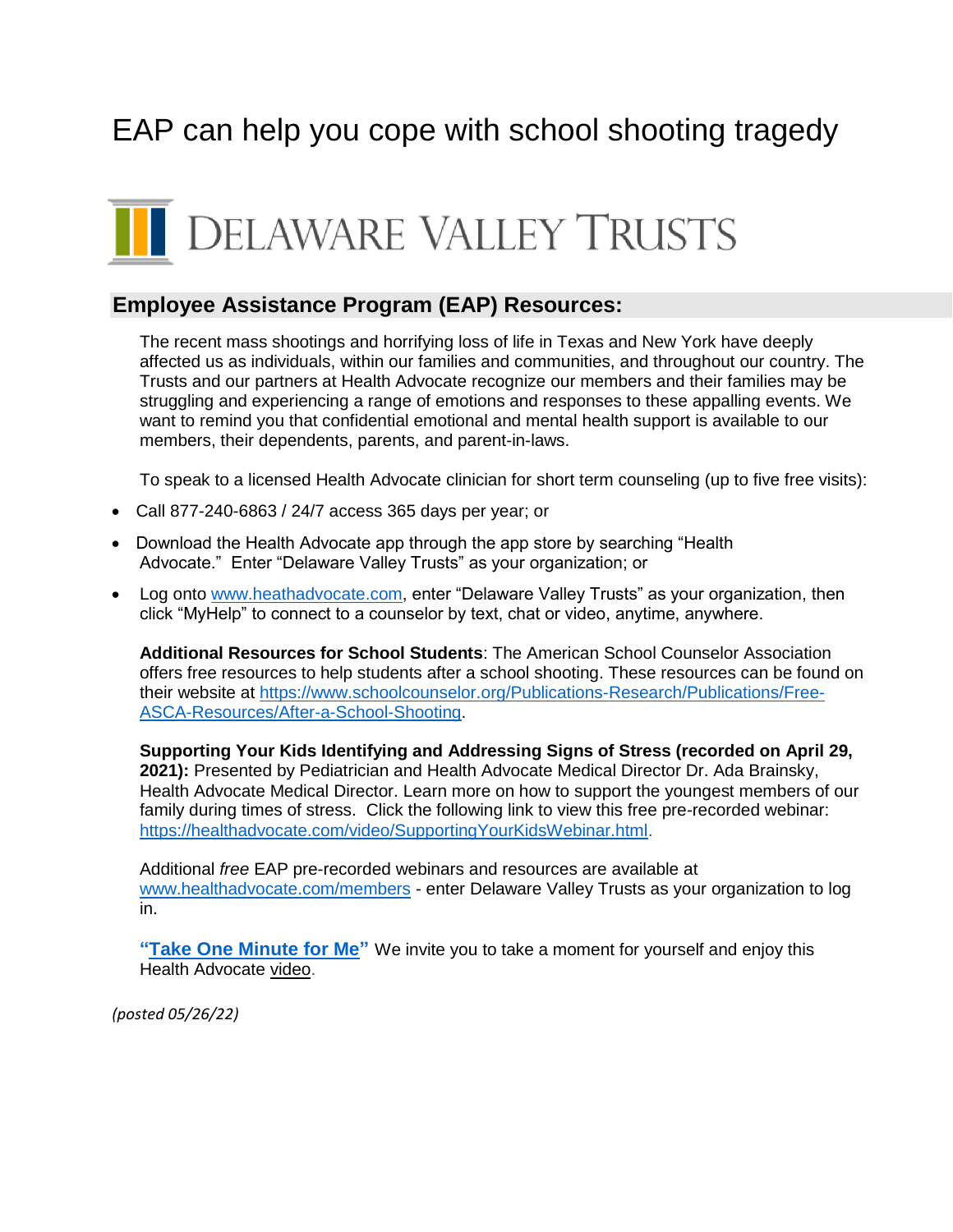# EAP can help you cope with school shooting tragedy

DELAWARE VALLEY TRUSTS

## Employee Assistance Program (EAP) Resources:

The recent mass shootings and horrifying loss of life in Texas and New York have deeply affected us as individuals, within our families and communities, and throughout our country. The Trusts and our partners at Health Advocate recognize our members and their families may be struggling and experiencing a range of emotions and responses to these appalling events. We want to remind you that confidential emotional and mental health support is available to our members, their dependents, parents, and parent-in-laws.

To speak to a licensed Health Advocate clinician for short term counseling (up to five free visits):

- Call 877-240-6863 / 24/7 access 365 days per year; or
- Download the Health Advocate app through the app store by searching "Health Advocate." Enter "Delaware Valley Trusts" as your organization; or
- Log onto www.heathadvocate.com, enter "Delaware Valley Trusts" as your organization, then click "MyHelp" to connect to a counselor by text, chat or video, anytime, anywhere.

**Additional Resources for School Students**: The American School Counselor Association offers free resources to help students after a school shooting. These resources can be found on their website at https://www.schoolcounselor.org/Publications-Research/Publications/Free-ASCA-Resources/After-a-School-Shooting.

**Supporting Your Kids Identifying and Addressing Signs of Stress (recorded on April 29, 2021):** Presented by Pediatrician and Health Advocate Medical Director Dr. Ada Brainsky, Health Advocate Medical Director. Learn more on how to support the youngest members of our family during times of stress. Click the following link to view this free pre-recorded webinar: https://healthadvocate.com/video/SupportingYourKidsWebinar.html.

Additional *free* EAP pre-recorded webinars and resources are available at www.healthadvocate.com/members - enter Delaware Valley Trusts as your organization to log in.

**"Take One Minute for Me"** We invite you to take a moment for yourself and enjoy this Health Advocate video.

*(posted 05/26/22)*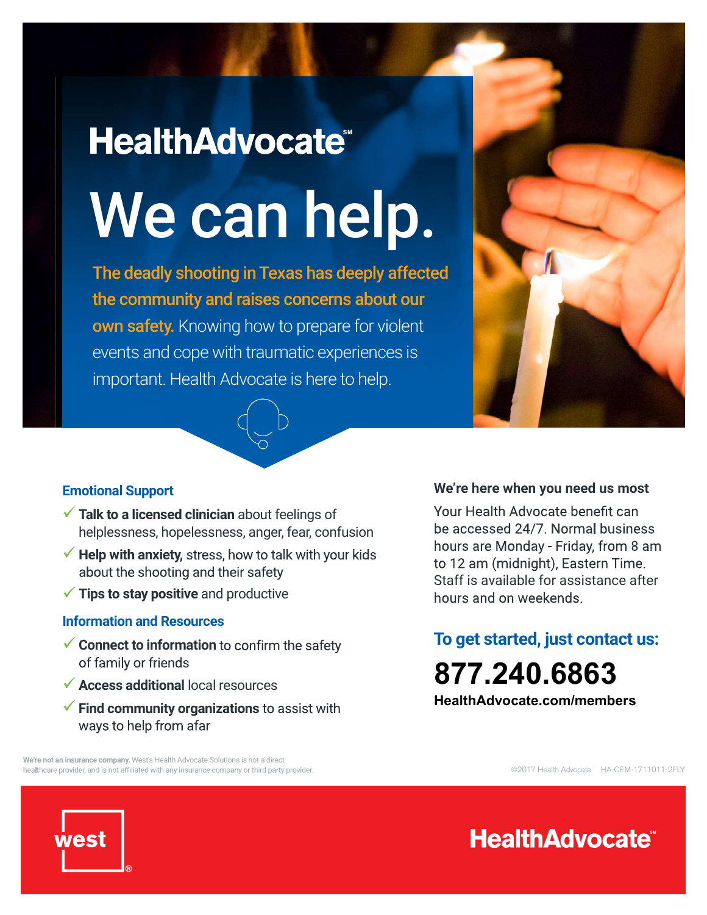# HealthAdvocate℠

# We can help.

**The deadly shooting in Texas has deeply affected the community and raises concerns about our own safety.** Knowing how to prepare for violent events and cope with traumatic experiences is important. Health Advocate is here to help.

### Emotional Support

- ✓ **Talk to a licensed clinician** about feelings of helplessness, hopelessness, anger, fear, confusion
- ✓ **Help with anxiety,** stress, how to talk with your kids about the shooting and their safety
- ✓ **Tips to stay positive** and productive

### Information and Resources

- ✓ **Connect to information** to confirm the safety of family or friends
- ✓ **Access additional** local resources
- ✓ **Find community organizations** to assist with ways to help from afar

### We're here when you need us most

Your Health Advocate benefit can be accessed 24/7. Normal business hours are Monday - Friday, from 8 am to 12 am (midnight), Eastern Time. Staff is available for assistance after hours and on weekends.

### To get started, just contact us:

**877.240.6863**

**HealthAdvocate.com/members**

**We're not an insurance company.** West's Health Advocate Solutions is not a direct healthcare provider, and is not affiliated with any insurance company or third party provider.

©2017 Health Advocate HA-CEM-1711011-2FLY

west®

HealthAdvocate℠